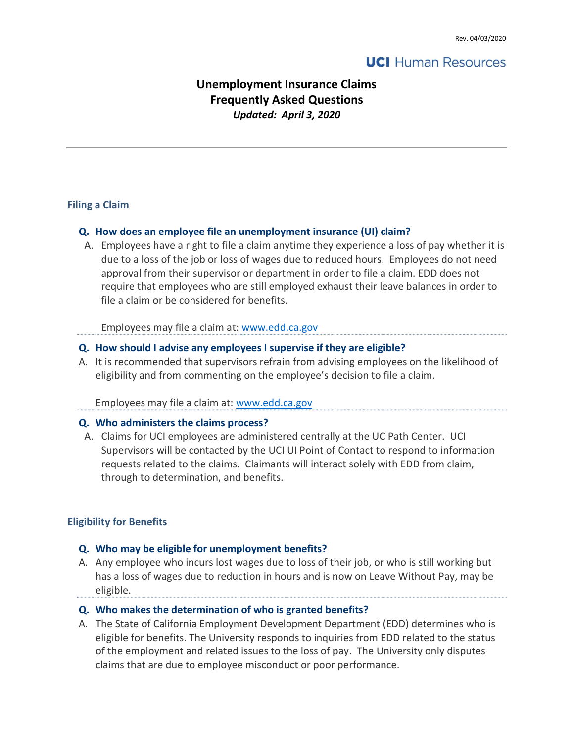Rev. 04/03/2020

**UCI Human Resources**

# Unemployment Insurance Claims Frequently Asked Questions

***Updated: April 3, 2020***

---

## Filing a Claim

**Q. How does an employee file an unemployment insurance (UI) claim?**

A. Employees have a right to file a claim anytime they experience a loss of pay whether it is due to a loss of the job or loss of wages due to reduced hours. Employees do not need approval from their supervisor or department in order to file a claim. EDD does not require that employees who are still employed exhaust their leave balances in order to file a claim or be considered for benefits.

Employees may file a claim at: www.edd.ca.gov

**Q. How should I advise any employees I supervise if they are eligible?**

A. It is recommended that supervisors refrain from advising employees on the likelihood of eligibility and from commenting on the employee's decision to file a claim.

Employees may file a claim at: www.edd.ca.gov

**Q. Who administers the claims process?**

A. Claims for UCI employees are administered centrally at the UC Path Center. UCI Supervisors will be contacted by the UCI UI Point of Contact to respond to information requests related to the claims. Claimants will interact solely with EDD from claim, through to determination, and benefits.

## Eligibility for Benefits

**Q. Who may be eligible for unemployment benefits?**

A. Any employee who incurs lost wages due to loss of their job, or who is still working but has a loss of wages due to reduction in hours and is now on Leave Without Pay, may be eligible.

**Q. Who makes the determination of who is granted benefits?**

A. The State of California Employment Development Department (EDD) determines who is eligible for benefits. The University responds to inquiries from EDD related to the status of the employment and related issues to the loss of pay. The University only disputes claims that are due to employee misconduct or poor performance.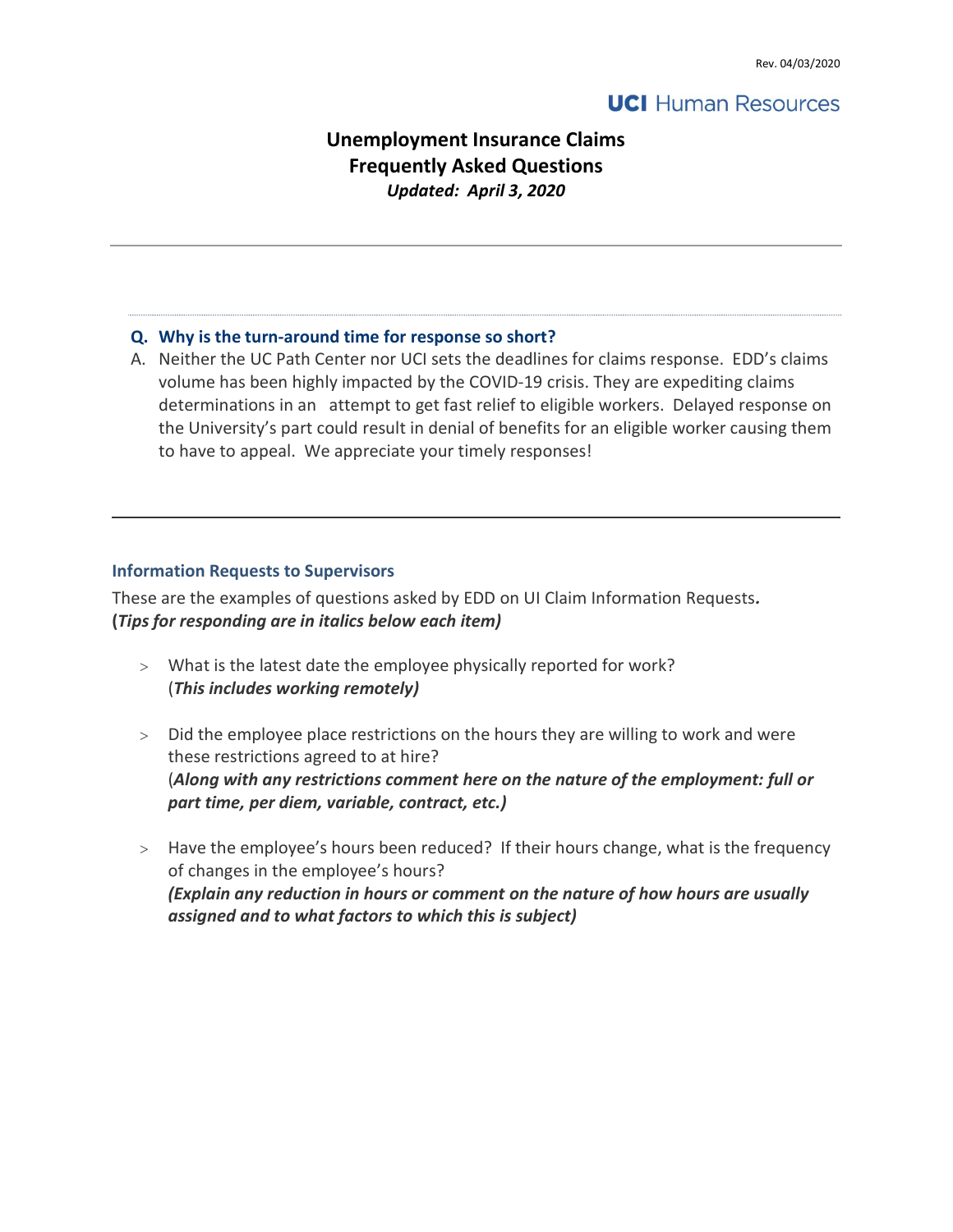**Q. Why is the turn-around time for response so short?**

A. Neither the UC Path Center nor UCI sets the deadlines for claims response. EDD's claims volume has been highly impacted by the COVID-19 crisis. They are expediting claims determinations in an attempt to get fast relief to eligible workers. Delayed response on the University's part could result in denial of benefits for an eligible worker causing them to have to appeal. We appreciate your timely responses!

---

### Information Requests to Supervisors

These are the examples of questions asked by EDD on UI Claim Information Requests**.**
**(*Tips for responding are in italics below each item)***

- What is the latest date the employee physically reported for work?
  (***This includes working remotely)***

- Did the employee place restrictions on the hours they are willing to work and were these restrictions agreed to at hire?
  (***Along with any restrictions comment here on the nature of the employment: full or part time, per diem, variable, contract, etc.)***

- Have the employee's hours been reduced? If their hours change, what is the frequency of changes in the employee's hours?
  ***(Explain any reduction in hours or comment on the nature of how hours are usually assigned and to what factors to which this is subject)***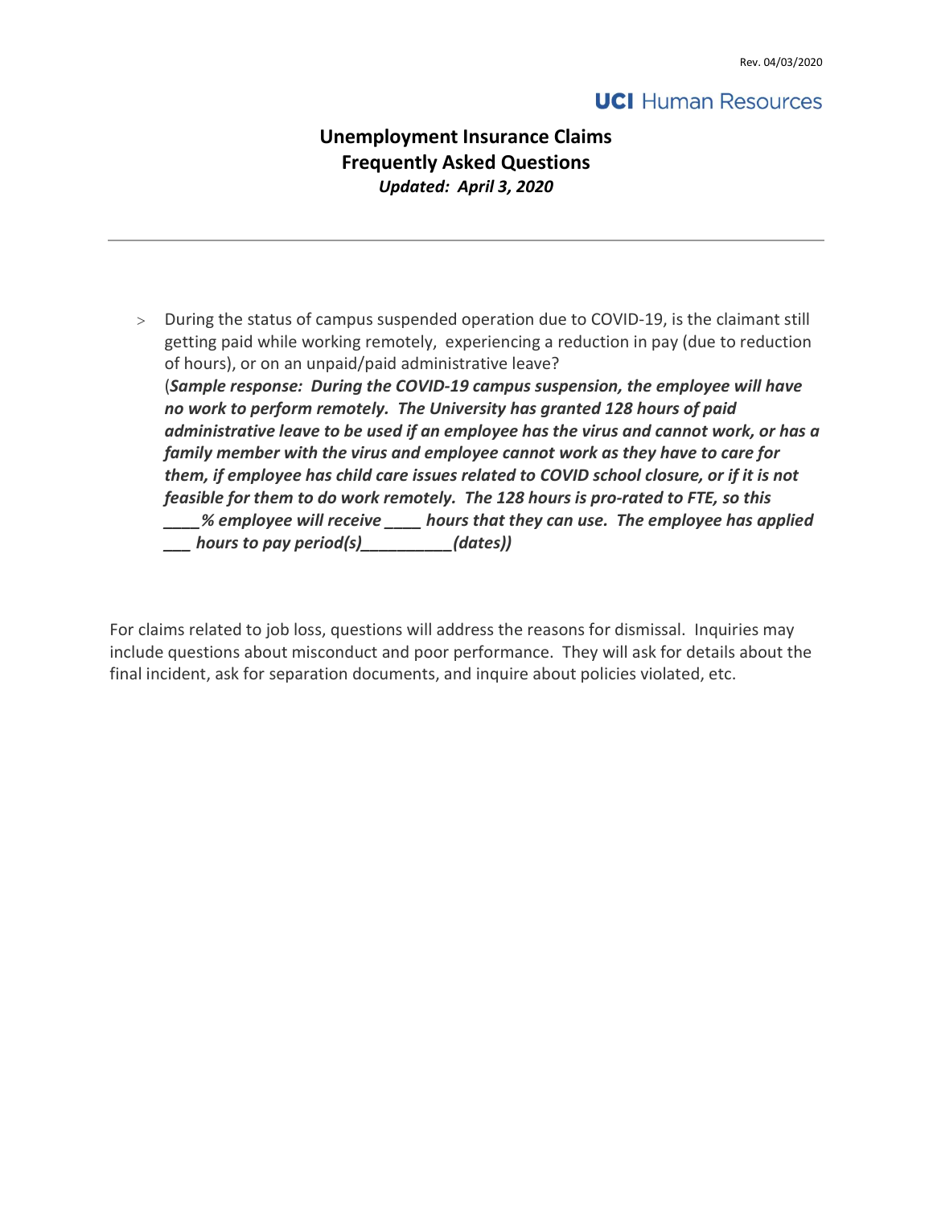- During the status of campus suspended operation due to COVID-19, is the claimant still getting paid while working remotely, experiencing a reduction in pay (due to reduction of hours), or on an unpaid/paid administrative leave?
(***Sample response: During the COVID-19 campus suspension, the employee will have no work to perform remotely. The University has granted 128 hours of paid administrative leave to be used if an employee has the virus and cannot work, or has a family member with the virus and employee cannot work as they have to care for them, if employee has child care issues related to COVID school closure, or if it is not feasible for them to do work remotely. The 128 hours is pro-rated to FTE, so this ____% employee will receive ____ hours that they can use. The employee has applied ___ hours to pay period(s)__________(dates)***)

For claims related to job loss, questions will address the reasons for dismissal. Inquiries may include questions about misconduct and poor performance. They will ask for details about the final incident, ask for separation documents, and inquire about policies violated, etc.